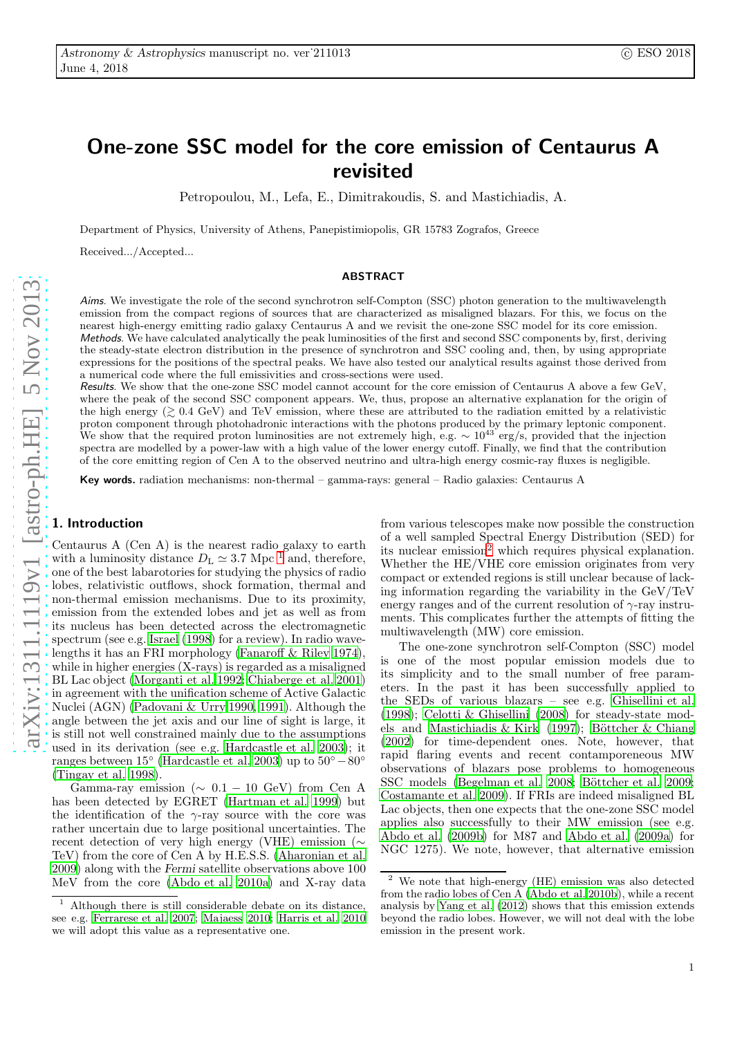# One-zone SSC model for the core emission of Centaurus A revisited

Petropoulou, M., Lefa, E., Dimitrakoudis, S. and Mastichiadis, A.

Department of Physics, University of Athens, Panepistimiopolis, GR 15783 Zografos, Greece

Received.../Accepted...

## ABSTRACT

*Aims*. We investigate the role of the second synchrotron self-Compton (SSC) photon generation to the multiwavelength emission from the compact regions of sources that are characterized as misaligned blazars. For this, we focus on the nearest high-energy emitting radio galaxy Centaurus A and we revisit the one-zone SSC model for its core emission.

*Methods*. We have calculated analytically the peak luminosities of the first and second SSC components by, first, deriving the steady-state electron distribution in the presence of synchrotron and SSC cooling and, then, by using appropriate expressions for the positions of the spectral peaks. We have also tested our analytical results against those derived from a numerical code where the full emissivities and cross-sections were used.

*Results*. We show that the one-zone SSC model cannot account for the core emission of Centaurus A above a few GeV, where the peak of the second SSC component appears. We, thus, propose an alternative explanation for the origin of the high energy ($\gtrsim 0.4$ GeV) and TeV emission, where these are attributed to the radiation emitted by a relativistic proton component through photohadronic interactions with the photons produced by the primary leptonic component. We show that the required proton luminosities are not extremely high, e.g. $\sim 10^{43}$ erg/s, provided that the injection spectra are modelled by a power-law with a high value of the lower energy cutoff. Finally, we find that the contribution of the core emitting region of Cen A to the observed neutrino and ultra-high energy cosmic-ray fluxes is negligible.

**Key words.** radiation mechanisms: non-thermal – gamma-rays: general – Radio galaxies: Centaurus A

## 1. Introduction

Centaurus A (Cen A) is the nearest radio galaxy to earth with a luminosity distance $D_{\rm L} \simeq 3.7$ Mpc [1] and, therefore, one of the best labarotories for studying the physics of radio lobes, relativistic outflows, shock formation, thermal and non-thermal emission mechanisms. Due to its proximity, emission from the extended lobes and jet as well as from its nucleus has been detected across the electromagnetic spectrum (see e.g. Israel (1998) for a review). In radio wavelengths it has an FRI morphology (Fanaroff & Riley 1974), while in higher energies (X-rays) is regarded as a misaligned BL Lac object (Morganti et al. 1992; Chiaberge et al. 2001) in agreement with the unification scheme of Active Galactic Nuclei (AGN) (Padovani & Urry 1990, 1991). Although the angle between the jet axis and our line of sight is large, it is still not well constrained mainly due to the assumptions used in its derivation (see e.g. Hardcastle et al. 2003); it ranges between 15° (Hardcastle et al. 2003) up to 50° − 80° (Tingay et al. 1998).

Gamma-ray emission ($\sim 0.1 - 10$ GeV) from Cen A has been detected by EGRET (Hartman et al. 1999) but the identification of the $\gamma$-ray source with the core was rather uncertain due to large positional uncertainties. The recent detection of very high energy (VHE) emission ($\sim$ TeV) from the core of Cen A by H.E.S.S. (Aharonian et al. 2009) along with the *Fermi* satellite observations above 100 MeV from the core (Abdo et al. 2010a) and X-ray data from various telescopes make now possible the construction of a well sampled Spectral Energy Distribution (SED) for its nuclear emission[2] which requires physical explanation. Whether the HE/VHE core emission originates from very compact or extended regions is still unclear because of lacking information regarding the variability in the GeV/TeV energy ranges and of the current resolution of $\gamma$-ray instruments. This complicates further the attempts of fitting the multiwavelength (MW) core emission.

The one-zone synchrotron self-Compton (SSC) model is one of the most popular emission models due to its simplicity and to the small number of free parameters. In the past it has been successfully applied to the SEDs of various blazars – see e.g. Ghisellini et al. (1998); Celotti & Ghisellini (2008) for steady-state models and Mastichiadis & Kirk (1997); Böttcher & Chiang (2002) for time-dependent ones. Note, however, that rapid flaring events and recent contamporeneous MW observations of blazars pose problems to homogeneous SSC models (Begelman et al. 2008; Böttcher et al. 2009; Costamante et al. 2009). If FRIs are indeed misaligned BL Lac objects, then one expects that the one-zone SSC model applies also successfully to their MW emission (see e.g. Abdo et al. (2009b) for M87 and Abdo et al. (2009a) for NGC 1275). We note, however, that alternative emission

[1] Although there is still considerable debate on its distance, see e.g. Ferrarese et al. 2007; Majaess 2010; Harris et al. 2010 we will adopt this value as a representative one.

[2] We note that high-energy (HE) emission was also detected from the radio lobes of Cen A (Abdo et al. 2010b), while a recent analysis by Yang et al. (2012) shows that this emission extends beyond the radio lobes. However, we will not deal with the lobe emission in the present work.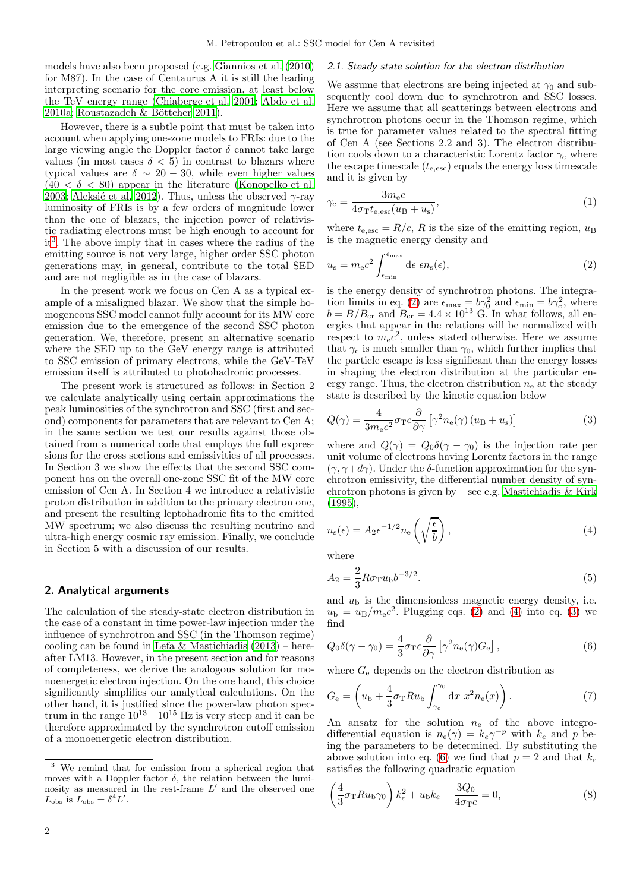models have also been proposed (e.g. Giannios et al. (2010) for M87). In the case of Centaurus A it is still the leading interpreting scenario for the core emission, at least below the TeV energy range (Chiaberge et al. 2001; Abdo et al. 2010a; Roustazadeh & Böttcher 2011).

However, there is a subtle point that must be taken into account when applying one-zone models to FRIs: due to the large viewing angle the Doppler factor $\delta$ cannot take large values (in most cases $\delta < 5$) in contrast to blazars where typical values are $\delta \sim 20-30$, while even higher values ($40 < \delta < 80$) appear in the literature (Konopelko et al. 2003; Aleksić et al. 2012). Thus, unless the observed $\gamma$-ray luminosity of FRIs is by a few orders of magnitude lower than the one of blazars, the injection power of relativistic radiating electrons must be high enough to account for it[3]. The above imply that in cases where the radius of the emitting source is not very large, higher order SSC photon generations may, in general, contribute to the total SED and are not negligible as in the case of blazars.

In the present work we focus on Cen A as a typical example of a misaligned blazar. We show that the simple homogeneous SSC model cannot fully account for its MW core emission due to the emergence of the second SSC photon generation. We, therefore, present an alternative scenario where the SED up to the GeV energy range is attributed to SSC emission of primary electrons, while the GeV-TeV emission itself is attributed to photohadronic processes.

The present work is structured as follows: in Section 2 we calculate analytically using certain approximations the peak luminosities of the synchrotron and SSC (first and second) components for parameters that are relevant to Cen A; in the same section we test our results against those obtained from a numerical code that employs the full expressions for the cross sections and emissivities of all processes. In Section 3 we show the effects that the second SSC component has on the overall one-zone SSC fit of the MW core emission of Cen A. In Section 4 we introduce a relativistic proton distribution in addition to the primary electron one, and present the resulting leptohadronic fits to the emitted MW spectrum; we also discuss the resulting neutrino and ultra-high energy cosmic ray emission. Finally, we conclude in Section 5 with a discussion of our results.

## 2. Analytical arguments

The calculation of the steady-state electron distribution in the case of a constant in time power-law injection under the influence of synchrotron and SSC (in the Thomson regime) cooling can be found in Lefa & Mastichiadis (2013) – hereafter LM13. However, in the present section and for reasons of completeness, we derive the analogous solution for monoenergetic electron injection. On the one hand, this choice significantly simplifies our analytical calculations. On the other hand, it is justified since the power-law photon spectrum in the range $10^{13}-10^{15}$ Hz is very steep and it can be therefore approximated by the synchrotron cutoff emission of a monoenergetic electron distribution.

[3] We remind that for emission from a spherical region that moves with a Doppler factor $\delta$, the relation between the luminosity as measured in the rest-frame $L'$ and the observed one $L_{\rm obs}$ is $L_{\rm obs} = \delta^4 L'$.

### 2.1. Steady state solution for the electron distribution

We assume that electrons are being injected at $\gamma_0$ and subsequently cool down due to synchrotron and SSC losses. Here we assume that all scatterings between electrons and synchrotron photons occur in the Thomson regime, which is true for parameter values related to the spectral fitting of Cen A (see Sections 2.2 and 3). The electron distribution cools down to a characteristic Lorentz factor $\gamma_{\rm c}$ where the escape timescale ($t_{\rm e,esc}$) equals the energy loss timescale and it is given by

$$\gamma_{\rm c} = \frac{3 m_{\rm e} c}{4 \sigma_{\rm T} t_{\rm e,esc} (u_{\rm B} + u_{\rm s})}, \tag{1}$$

where $t_{\rm e,esc} = R/c$, $R$ is the size of the emitting region, $u_{\rm B}$ is the magnetic energy density and

$$u_{\rm s} = m_{\rm e} c^2 \int_{\epsilon_{\rm min}}^{\epsilon_{\rm max}} {\rm d}\epsilon \ \epsilon n_{\rm s}(\epsilon), \tag{2}$$

is the energy density of synchrotron photons. The integration limits in eq. (2) are $\epsilon_{\rm max} = b\gamma_0^2$ and $\epsilon_{\rm min} = b\gamma_{\rm c}^2$, where $b = B/B_{\rm cr}$ and $B_{\rm cr} = 4.4 \times 10^{13}$ G. In what follows, all energies that appear in the relations will be normalized with respect to $m_{\rm e}c^2$, unless stated otherwise. Here we assume that $\gamma_{\rm c}$ is much smaller than $\gamma_0$, which further implies that the particle escape is less significant than the energy losses in shaping the electron distribution at the particular energy range. Thus, the electron distribution $n_{\rm e}$ at the steady state is described by the kinetic equation below

$$Q(\gamma) = \frac{4}{3 m_{\rm e} c^2} \sigma_{\rm T} c \frac{\partial}{\partial \gamma} \left[\gamma^2 n_{\rm e}(\gamma) \left(u_{\rm B} + u_{\rm s}\right)\right] \tag{3}$$

where and $Q(\gamma) = Q_0 \delta(\gamma - \gamma_0)$ is the injection rate per unit volume of electrons having Lorentz factors in the range $(\gamma, \gamma + d\gamma)$. Under the $\delta$-function approximation for the synchrotron emissivity, the differential number density of synchrotron photons is given by – see e.g. Mastichiadis & Kirk (1995),

$$n_{\rm s}(\epsilon) = A_2 \epsilon^{-1/2} n_{\rm e}\left(\sqrt{\frac{\epsilon}{b}}\right), \tag{4}$$

where

$$A_2 = \frac{2}{3} R \sigma_{\rm T} u_{\rm b} b^{-3/2}. \tag{5}$$

and $u_{\rm b}$ is the dimensionless magnetic energy density, i.e. $u_{\rm b} = u_{\rm B}/m_{\rm e}c^2$. Plugging eqs. (2) and (4) into eq. (3) we find

$$Q_0 \delta(\gamma - \gamma_0) = \frac{4}{3} \sigma_{\rm T} c \frac{\partial}{\partial \gamma} \left[\gamma^2 n_{\rm e}(\gamma) G_{\rm e}\right], \tag{6}$$

where $G_{\rm e}$ depends on the electron distribution as

$$G_{\rm e} = \left(u_{\rm b} + \frac{4}{3} \sigma_{\rm T} R u_{\rm b} \int_{\gamma_{\rm c}}^{\gamma_0} {\rm d}x \ x^2 n_{\rm e}(x)\right). \tag{7}$$

An ansatz for the solution $n_{\rm e}$ of the above integro-differential equation is $n_{\rm e}(\gamma) = k_e \gamma^{-p}$ with $k_e$ and $p$ being the parameters to be determined. By substituting the above solution into eq. (6) we find that $p = 2$ and that $k_e$ satisfies the following quadratic equation

$$\left(\frac{4}{3} \sigma_{\rm T} R u_{\rm b} \gamma_0\right) k_e^2 + u_{\rm b} k_e - \frac{3 Q_0}{4 \sigma_{\rm T} c} = 0, \tag{8}$$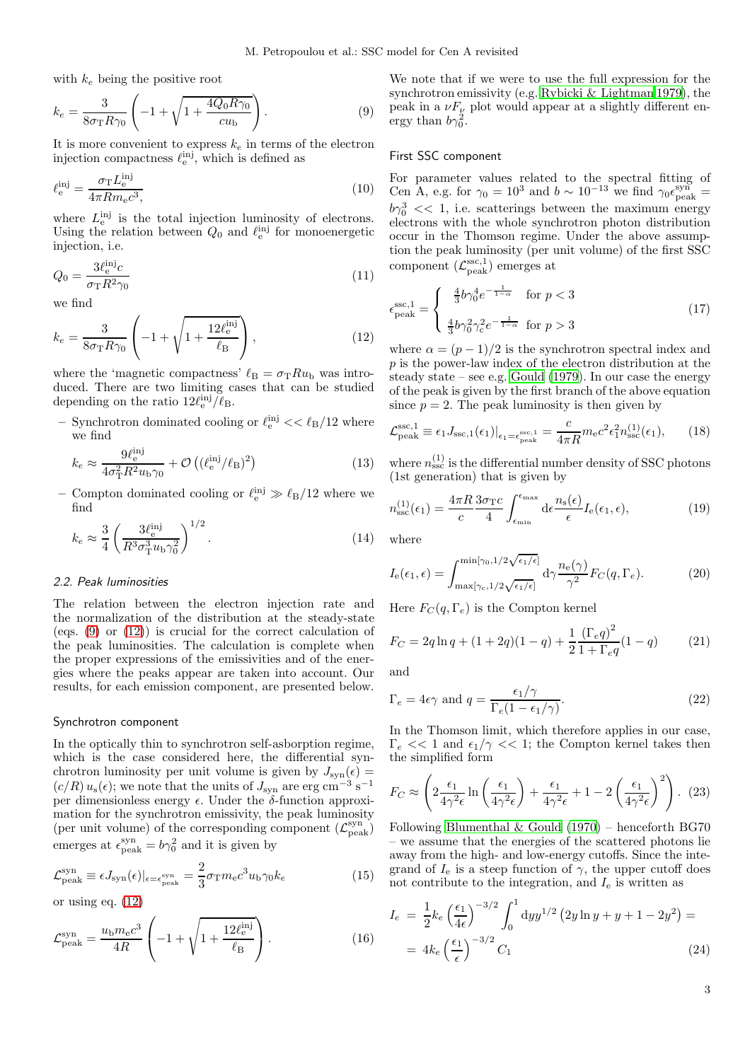with $k_e$ being the positive root

$$k_e = \frac{3}{8\sigma_T R \gamma_0}\left(-1+\sqrt{1+\frac{4Q_0 R\gamma_0}{cu_b}}\right). \tag{9}$$

It is more convenient to express $k_e$ in terms of the electron injection compactness $\ell_e^{inj}$, which is defined as

$$\ell_e^{inj} = \frac{\sigma_T L_e^{inj}}{4\pi R m_e c^3}, \tag{10}$$

where $L_e^{inj}$ is the total injection luminosity of electrons. Using the relation between $Q_0$ and $\ell_e^{inj}$ for monoenergetic injection, i.e.

$$Q_0 = \frac{3\ell_e^{inj} c}{\sigma_T R^2 \gamma_0} \tag{11}$$

we find

$$k_e = \frac{3}{8\sigma_T R\gamma_0}\left(-1+\sqrt{1+\frac{12\ell_e^{inj}}{\ell_B}}\right), \tag{12}$$

where the 'magnetic compactness' $\ell_B = \sigma_T R u_b$ was introduced. There are two limiting cases that can be studied depending on the ratio $12\ell_e^{inj}/\ell_B$.

– Synchrotron dominated cooling or $\ell_e^{inj} << \ell_B/12$ where we find

$$k_e \approx \frac{9\ell_e^{inj}}{4\sigma_T^2 R^2 u_b \gamma_0} + \mathcal{O}\left((\ell_e^{inj}/\ell_B)^2\right) \tag{13}$$

– Compton dominated cooling or $\ell_e^{inj} \gg \ell_B/12$ where we find

$$k_e \approx \frac{3}{4}\left(\frac{3\ell_e^{inj}}{R^3\sigma_T^3 u_b \gamma_0^2}\right)^{1/2}. \tag{14}$$

### 2.2. Peak luminosities

The relation between the electron injection rate and the normalization of the distribution at the steady-state (eqs. (9) or (12)) is crucial for the correct calculation of the peak luminosities. The calculation is complete when the proper expressions of the emissivities and of the energies where the peaks appear are taken into account. Our results, for each emission component, are presented below.

#### Synchrotron component

In the optically thin to synchrotron self-absorption regime, which is the case considered here, the differential synchrotron luminosity per unit volume is given by $J_{syn}(\epsilon) = (c/R)\, u_s(\epsilon)$; we note that the units of $J_{syn}$ are erg cm$^{-3}$ s$^{-1}$ per dimensionless energy $\epsilon$. Under the $\delta$-function approximation for the synchrotron emissivity, the peak luminosity (per unit volume) of the corresponding component ($\mathcal{L}_{peak}^{syn}$) emerges at $\epsilon_{peak}^{syn} = b\gamma_0^2$ and it is given by

$$\mathcal{L}_{peak}^{syn} \equiv \epsilon J_{syn}(\epsilon)|_{\epsilon=\epsilon_{peak}^{syn}} = \frac{2}{3}\sigma_T m_e c^3 u_b \gamma_0 k_e \tag{15}$$

or using eq. (12)

$$\mathcal{L}_{peak}^{syn} = \frac{u_b m_e c^3}{4R}\left(-1+\sqrt{1+\frac{12\ell_e^{inj}}{\ell_B}}\right). \tag{16}$$

We note that if we were to use the full expression for the synchrotron emissivity (e.g. Rybicki & Lightman 1979), the peak in a $\nu F_\nu$ plot would appear at a slightly different energy than $b\gamma_0^2$.

#### First SSC component

For parameter values related to the spectral fitting of Cen A, e.g. for $\gamma_0 = 10^3$ and $b \sim 10^{-13}$ we find $\gamma_0\epsilon_{peak}^{syn} = b\gamma_0^3 << 1$, i.e. scatterings between the maximum energy electrons with the whole synchrotron photon distribution occur in the Thomson regime. Under the above assumption the peak luminosity (per unit volume) of the first SSC component ($\mathcal{L}_{peak}^{ssc,1}$) emerges at

$$\epsilon_{peak}^{ssc,1} = \begin{cases} \frac{4}{3}b\gamma_0^4 e^{-\frac{1}{1-\alpha}} & \text{for } p<3 \\ \frac{4}{3}b\gamma_0^2\gamma_c^2 e^{-\frac{1}{1-\alpha}} & \text{for } p>3 \end{cases} \tag{17}$$

where $\alpha = (p-1)/2$ is the synchrotron spectral index and $p$ is the power-law index of the electron distribution at the steady state – see e.g. Gould (1979). In our case the energy of the peak is given by the first branch of the above equation since $p = 2$. The peak luminosity is then given by

$$\mathcal{L}_{peak}^{ssc,1} \equiv \epsilon_1 J_{ssc,1}(\epsilon_1)|_{\epsilon_1=\epsilon_{peak}^{ssc,1}} = \frac{c}{4\pi R} m_e c^2 \epsilon_1^2 n_{ssc}^{(1)}(\epsilon_1), \tag{18}$$

where $n_{ssc}^{(1)}$ is the differential number density of SSC photons (1st generation) that is given by

$$n_{ssc}^{(1)}(\epsilon_1) = \frac{4\pi R}{c}\frac{3\sigma_T c}{4}\int_{\epsilon_{min}}^{\epsilon_{max}} d\epsilon \frac{n_s(\epsilon)}{\epsilon} I_e(\epsilon_1, \epsilon), \tag{19}$$

where

$$I_e(\epsilon_1,\epsilon) = \int_{\max[\gamma_c, 1/2\sqrt{\epsilon_1/\epsilon}]}^{\min[\gamma_0, 1/2\sqrt{\epsilon_1/\epsilon}]} d\gamma \frac{n_e(\gamma)}{\gamma^2} F_C(q, \Gamma_e). \tag{20}$$

Here $F_C(q,\Gamma_e)$ is the Compton kernel

$$F_C = 2q\ln q + (1+2q)(1-q) + \frac{1}{2}\frac{(\Gamma_e q)^2}{1+\Gamma_e q}(1-q) \tag{21}$$

and

$$\Gamma_e = 4\epsilon\gamma \text{ and } q = \frac{\epsilon_1/\gamma}{\Gamma_e(1-\epsilon_1/\gamma)}. \tag{22}$$

In the Thomson limit, which therefore applies in our case, $\Gamma_e << 1$ and $\epsilon_1/\gamma << 1$; the Compton kernel takes then the simplified form

$$F_C \approx \left(2\frac{\epsilon_1}{4\gamma^2\epsilon}\ln\left(\frac{\epsilon_1}{4\gamma^2\epsilon}\right) + \frac{\epsilon_1}{4\gamma^2\epsilon} + 1 - 2\left(\frac{\epsilon_1}{4\gamma^2\epsilon}\right)^2\right). \tag{23}$$

Following Blumenthal & Gould (1970) – henceforth BG70 – we assume that the energies of the scattered photons lie away from the high- and low-energy cutoffs. Since the integrand of $I_e$ is a steep function of $\gamma$, the upper cutoff does not contribute to the integration, and $I_e$ is written as

$$\begin{aligned} I_e &= \frac{1}{2}k_e\left(\frac{\epsilon_1}{4\epsilon}\right)^{-3/2}\int_0^1 dy y^{1/2}\left(2y\ln y + y + 1 - 2y^2\right) = \\ &= 4k_e\left(\frac{\epsilon_1}{\epsilon}\right)^{-3/2} C_1 \end{aligned} \tag{24}$$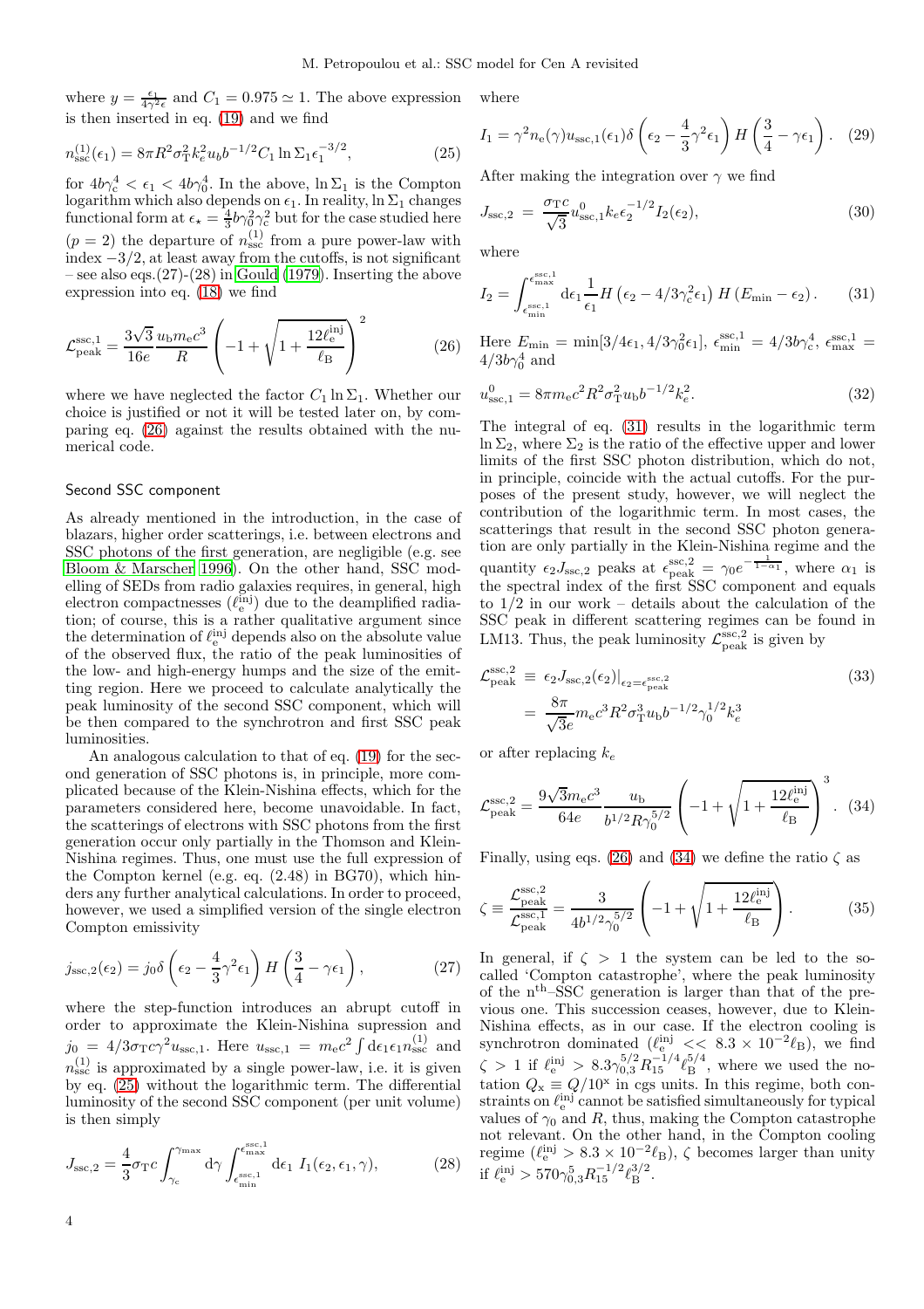where $y = \frac{\epsilon_1}{4\gamma^2 \epsilon}$ and $C_1 = 0.975 \simeq 1$. The above expression is then inserted in eq. (19) and we find

$$n_{\rm ssc}^{(1)}(\epsilon_1) = 8\pi R^2 \sigma_{\rm T}^2 k_e^2 u_{\rm b} b^{-1/2} C_1 \ln \Sigma_1 \epsilon_1^{-3/2}, \tag{25}$$

for $4b\gamma_{\rm c}^4 < \epsilon_1 < 4b\gamma_0^4$. In the above, $\ln \Sigma_1$ is the Compton logarithm which also depends on $\epsilon_1$. In reality, $\ln \Sigma_1$ changes functional form at $\epsilon_\star = \frac{4}{3} b \gamma_0^2 \gamma_{\rm c}^2$ but for the case studied here ($p = 2$) the departure of $n_{\rm ssc}^{(1)}$ from a pure power-law with index $-3/2$, at least away from the cutoffs, is not significant – see also eqs.(27)-(28) in Gould (1979). Inserting the above expression into eq. (18) we find

$$\mathcal{L}_{\rm peak}^{\rm ssc,1} = \frac{3\sqrt{3}}{16e} \frac{u_{\rm b} m_{\rm e} c^3}{R} \left( -1 + \sqrt{1 + \frac{12 \ell_{\rm e}^{\rm inj}}{\ell_{\rm B}}} \right)^2 \tag{26}$$

where we have neglected the factor $C_1 \ln \Sigma_1$. Whether our choice is justified or not it will be tested later on, by comparing eq. (26) against the results obtained with the numerical code.

### Second SSC component

As already mentioned in the introduction, in the case of blazars, higher order scatterings, i.e. between electrons and SSC photons of the first generation, are negligible (e.g. see Bloom & Marscher 1996). On the other hand, SSC modelling of SEDs from radio galaxies requires, in general, high electron compactnesses ($\ell_{\rm e}^{\rm inj}$) due to the deamplified radiation; of course, this is a rather qualitative argument since the determination of $\ell_{\rm e}^{\rm inj}$ depends also on the absolute value of the observed flux, the ratio of the peak luminosities of the low- and high-energy humps and the size of the emitting region. Here we proceed to calculate analytically the peak luminosity of the second SSC component, which will be then compared to the synchrotron and first SSC peak luminosities.

An analogous calculation to that of eq. (19) for the second generation of SSC photons is, in principle, more complicated because of the Klein-Nishina effects, which for the parameters considered here, become unavoidable. In fact, the scatterings of electrons with SSC photons from the first generation occur only partially in the Thomson and Klein-Nishina regimes. Thus, one must use the full expression of the Compton kernel (e.g. eq. (2.48) in BG70), which hinders any further analytical calculations. In order to proceed, however, we used a simplified version of the single electron Compton emissivity

$$j_{\rm ssc,2}(\epsilon_2) = j_0 \delta\left( \epsilon_2 - \frac{4}{3}\gamma^2 \epsilon_1 \right) H\left( \frac{3}{4} - \gamma \epsilon_1 \right), \tag{27}$$

where the step-function introduces an abrupt cutoff in order to approximate the Klein-Nishina supression and $j_0 = 4/3 \sigma_{\rm T} c \gamma^2 u_{\rm ssc,1}$. Here $u_{\rm ssc,1} = m_{\rm e} c^2 \int {\rm d}\epsilon_1 \epsilon_1 n_{\rm ssc}^{(1)}$ and $n_{\rm ssc}^{(1)}$ is approximated by a single power-law, i.e. it is given by eq. (25) without the logarithmic term. The differential luminosity of the second SSC component (per unit volume) is then simply

$$J_{\rm ssc,2} = \frac{4}{3} \sigma_{\rm T} c \int_{\gamma_{\rm c}}^{\gamma_{\rm max}} {\rm d}\gamma \int_{\epsilon_{\rm min}^{\rm ssc,1}}^{\epsilon_{\rm max}^{\rm ssc,1}} {\rm d}\epsilon_1 \; I_1(\epsilon_2, \epsilon_1, \gamma), \tag{28}$$

where

$$I_1 = \gamma^2 n_{\rm e}(\gamma) u_{\rm ssc,1}(\epsilon_1) \delta \left( \epsilon_2 - \frac{4}{3}\gamma^2 \epsilon_1 \right) H\left( \frac{3}{4} - \gamma \epsilon_1 \right). \tag{29}$$

After making the integration over $\gamma$ we find

$$J_{\rm ssc,2} = \frac{\sigma_{\rm T} c}{\sqrt{3}} u_{\rm ssc,1}^0 k_e \epsilon_2^{-1/2} I_2(\epsilon_2), \tag{30}$$

where

$$I_2 = \int_{\epsilon_{\rm min}^{\rm ssc,1}}^{\epsilon_{\rm max}^{\rm ssc,1}} {\rm d}\epsilon_1 \frac{1}{\epsilon_1} H\left( \epsilon_2 - 4/3 \gamma_{\rm c}^2 \epsilon_1 \right) H\left( E_{\rm min} - \epsilon_2 \right). \tag{31}$$

Here $E_{\rm min} = \min[3/4\epsilon_1, 4/3\gamma_0^2 \epsilon_1]$, $\epsilon_{\rm min}^{\rm ssc,1} = 4/3 b \gamma_{\rm c}^4$, $\epsilon_{\rm max}^{\rm ssc,1} = 4/3 b \gamma_0^4$ and

$$u_{\rm ssc,1}^0 = 8\pi m_{\rm e} c^2 R^2 \sigma_{\rm T}^2 u_{\rm b} b^{-1/2} k_e^2. \tag{32}$$

The integral of eq. (31) results in the logarithmic term $\ln \Sigma_2$, where $\Sigma_2$ is the ratio of the effective upper and lower limits of the first SSC photon distribution, which do not, in principle, coincide with the actual cutoffs. For the purposes of the present study, however, we will neglect the contribution of the logarithmic term. In most cases, the scatterings that result in the second SSC photon generation are only partially in the Klein-Nishina regime and the quantity $\epsilon_2 J_{\rm ssc,2}$ peaks at $\epsilon_{\rm peak}^{\rm ssc,2} = \gamma_0 e^{-\frac{1}{1-\alpha_1}}$, where $\alpha_1$ is the spectral index of the first SSC component and equals to $1/2$ in our work – details about the calculation of the SSC peak in different scattering regimes can be found in LM13. Thus, the peak luminosity $\mathcal{L}_{\rm peak}^{\rm ssc,2}$ is given by

$$\begin{aligned} \mathcal{L}_{\rm peak}^{\rm ssc,2} &\equiv \left. \epsilon_2 J_{\rm ssc,2}(\epsilon_2) \right|_{\epsilon_2 = \epsilon_{\rm peak}^{\rm ssc,2}} \\ &= \frac{8\pi}{\sqrt{3} e} m_{\rm e} c^3 R^2 \sigma_{\rm T}^3 u_{\rm b} b^{-1/2} \gamma_0^{1/2} k_e^3 \end{aligned} \tag{33}$$

or after replacing $k_e$

$$\mathcal{L}_{\rm peak}^{\rm ssc,2} = \frac{9\sqrt{3} m_{\rm e} c^3}{64 e} \frac{u_{\rm b}}{b^{1/2} R \gamma_0^{5/2}} \left( -1 + \sqrt{1 + \frac{12 \ell_{\rm e}^{\rm inj}}{\ell_{\rm B}}} \right)^3. \tag{34}$$

Finally, using eqs. (26) and (34) we define the ratio $\zeta$ as

$$\zeta \equiv \frac{\mathcal{L}_{\rm peak}^{\rm ssc,2}}{\mathcal{L}_{\rm peak}^{\rm ssc,1}} = \frac{3}{4 b^{1/2} \gamma_0^{5/2}} \left( -1 + \sqrt{1 + \frac{12 \ell_{\rm e}^{\rm inj}}{\ell_{\rm B}}} \right). \tag{35}$$

In general, if $\zeta > 1$ the system can be led to the so-called 'Compton catastrophe', where the peak luminosity of the n$^{\rm th}$–SSC generation is larger than that of the previous one. This succession ceases, however, due to Klein-Nishina effects, as in our case. If the electron cooling is synchrotron dominated ($\ell_{\rm e}^{\rm inj} << 8.3 \times 10^{-2} \ell_{\rm B}$), we find $\zeta > 1$ if $\ell_{\rm e}^{\rm inj} > 8.3 \gamma_{0,3}^{5/2} R_{15}^{-1/4} \ell_{\rm B}^{5/4}$, where we used the notation $Q_{\rm x} \equiv Q/10^{\rm x}$ in cgs units. In this regime, both constraints on $\ell_{\rm e}^{\rm inj}$ cannot be satisfied simultaneously for typical values of $\gamma_0$ and $R$, thus, making the Compton catastrophe not relevant. On the other hand, in the Compton cooling regime ($\ell_{\rm e}^{\rm inj} > 8.3 \times 10^{-2} \ell_{\rm B}$), $\zeta$ becomes larger than unity if $\ell_{\rm e}^{\rm inj} > 570 \gamma_{0,3}^5 R_{15}^{-1/2} \ell_{\rm B}^{3/2}$.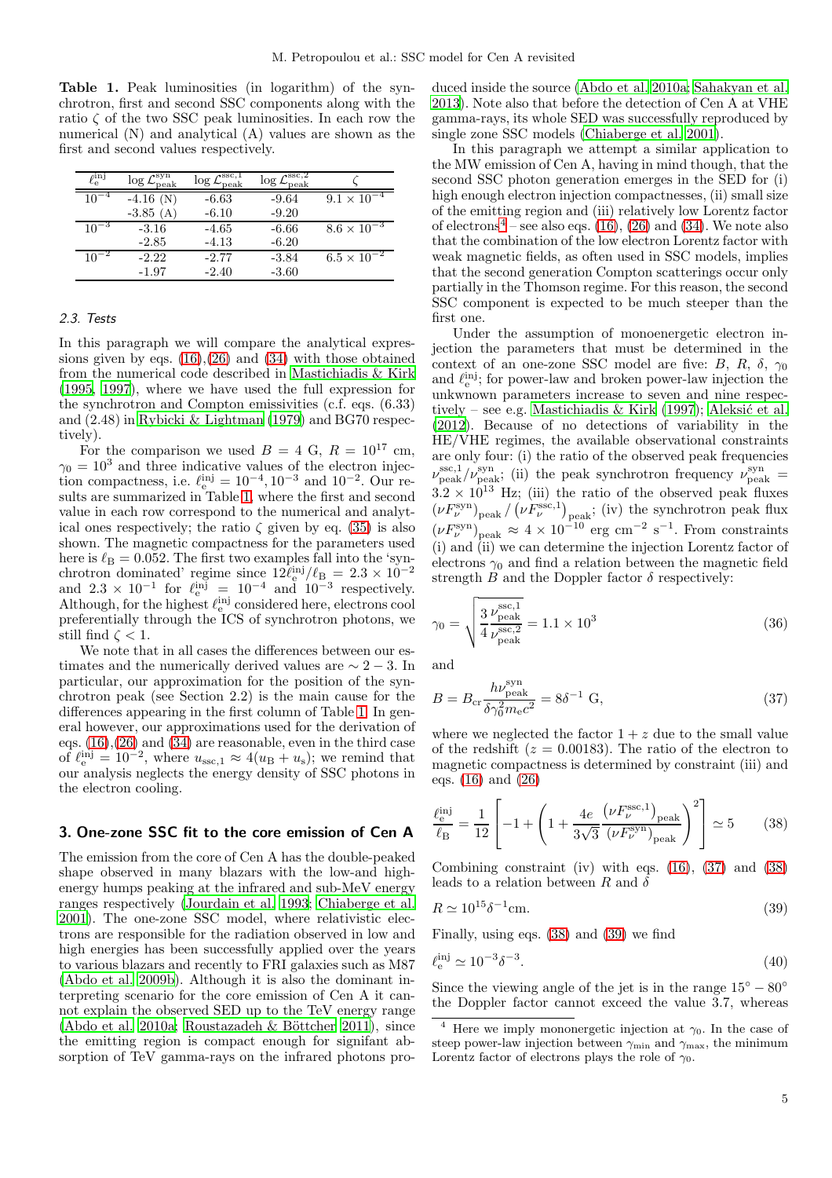**Table 1.** Peak luminosities (in logarithm) of the synchrotron, first and second SSC components along with the ratio $\zeta$ of the two SSC peak luminosities. In each row the numerical (N) and analytical (A) values are shown as the first and second values respectively.

| $\ell_{\rm e}^{\rm inj}$ | $\log \mathcal{L}_{\rm peak}^{\rm syn}$ | $\log \mathcal{L}_{\rm peak}^{\rm ssc,1}$ | $\log \mathcal{L}_{\rm peak}^{\rm ssc,2}$ | $\zeta$ |
|---|---|---|---|---|
| $10^{-4}$ | -4.16 (N) | -6.63 | -9.64 | $9.1 \times 10^{-4}$ |
| | -3.85 (A) | -6.10 | -9.20 | |
| $10^{-3}$ | -3.16 | -4.65 | -6.66 | $8.6 \times 10^{-3}$ |
| | -2.85 | -4.13 | -6.20 | |
| $10^{-2}$ | -2.22 | -2.77 | -3.84 | $6.5 \times 10^{-2}$ |
| | -1.97 | -2.40 | -3.60 | |

### 2.3. Tests

In this paragraph we will compare the analytical expressions given by eqs. (16),(26) and (34) with those obtained from the numerical code described in Mastichiadis & Kirk (1995, 1997), where we have used the full expression for the synchrotron and Compton emissivities (c.f. eqs. (6.33) and (2.48) in Rybicki & Lightman (1979) and BG70 respectively).

For the comparison we used $B = 4$ G, $R = 10^{17}$ cm, $\gamma_0 = 10^3$ and three indicative values of the electron injection compactness, i.e. $\ell_{\rm e}^{\rm inj} = 10^{-4}, 10^{-3}$ and $10^{-2}$. Our results are summarized in Table 1, where the first and second value in each row correspond to the numerical and analytical ones respectively; the ratio $\zeta$ given by eq. (35) is also shown. The magnetic compactness for the parameters used here is $\ell_{\rm B} = 0.052$. The first two examples fall into the 'synchrotron dominated' regime since $12\ell_{\rm e}^{\rm inj}/\ell_{\rm B} = 2.3 \times 10^{-2}$ and $2.3 \times 10^{-1}$ for $\ell_{\rm e}^{\rm inj} = 10^{-4}$ and $10^{-3}$ respectively. Although, for the highest $\ell_{\rm e}^{\rm inj}$ considered here, electrons cool preferentially through the ICS of synchrotron photons, we still find $\zeta < 1$.

We note that in all cases the differences between our estimates and the numerically derived values are $\sim 2-3$. In particular, our approximation for the position of the synchrotron peak (see Section 2.2) is the main cause for the differences appearing in the first column of Table 1. In general however, our approximations used for the derivation of eqs. (16),(26) and (34) are reasonable, even in the third case of $\ell_{\rm e}^{\rm inj} = 10^{-2}$, where $u_{\rm ssc,1} \approx 4(u_{\rm B} + u_{\rm s})$; we remind that our analysis neglects the energy density of SSC photons in the electron cooling.

## 3. One-zone SSC fit to the core emission of Cen A

The emission from the core of Cen A has the double-peaked shape observed in many blazars with the low-and high-energy humps peaking at the infrared and sub-MeV energy ranges respectively (Jourdain et al. 1993; Chiaberge et al. 2001). The one-zone SSC model, where relativistic electrons are responsible for the radiation observed in low and high energies has been successfully applied over the years to various blazars and recently to FRI galaxies such as M87 (Abdo et al. 2009b). Although it is also the dominant interpreting scenario for the core emission of Cen A it cannot explain the observed SED up to the TeV energy range (Abdo et al. 2010a; Roustazadeh & Böttcher 2011), since the emitting region is compact enough for signifant absorption of TeV gamma-rays on the infrared photons produced inside the source (Abdo et al. 2010a; Sahakyan et al. 2013). Note also that before the detection of Cen A at VHE gamma-rays, its whole SED was successfully reproduced by single zone SSC models (Chiaberge et al. 2001).

In this paragraph we attempt a similar application to the MW emission of Cen A, having in mind though, that the second SSC photon generation emerges in the SED for (i) high enough electron injection compactnesses, (ii) small size of the emitting region and (iii) relatively low Lorentz factor of electrons[4] – see also eqs. (16), (26) and (34). We note also that the combination of the low electron Lorentz factor with weak magnetic fields, as often used in SSC models, implies that the second generation Compton scatterings occur only partially in the Thomson regime. For this reason, the second SSC component is expected to be much steeper than the first one.

Under the assumption of monoenergetic electron injection the parameters that must be determined in the context of an one-zone SSC model are five: $B$, $R$, $\delta$, $\gamma_0$ and $\ell_{\rm e}^{\rm inj}$; for power-law and broken power-law injection the unknwown parameters increase to seven and nine respectively – see e.g. Mastichiadis & Kirk (1997); Aleksić et al. (2012). Because of no detections of variability in the HE/VHE regimes, the available observational constraints are only four: (i) the ratio of the observed peak frequencies $\nu_{\rm peak}^{\rm ssc,1}/\nu_{\rm peak}^{\rm syn}$; (ii) the peak synchrotron frequency $\nu_{\rm peak}^{\rm syn} = 3.2 \times 10^{13}$ Hz; (iii) the ratio of the observed peak fluxes $(\nu F_\nu^{\rm syn})_{\rm peak} / (\nu F_\nu^{\rm ssc,1})_{\rm peak}$; (iv) the synchrotron peak flux $(\nu F_\nu^{\rm syn})_{\rm peak} \approx 4 \times 10^{-10}$ erg cm$^{-2}$ s$^{-1}$. From constraints (i) and (ii) we can determine the injection Lorentz factor of electrons $\gamma_0$ and find a relation between the magnetic field strength $B$ and the Doppler factor $\delta$ respectively:

$$\gamma_0 = \sqrt{\frac{3}{4}\frac{\nu_{\rm peak}^{\rm ssc,1}}{\nu_{\rm peak}^{\rm ssc,2}}} = 1.1 \times 10^3 \tag{36}$$

and

$$B = B_{\rm cr}\frac{h\nu_{\rm peak}^{\rm syn}}{\delta \gamma_0^2 m_{\rm e} c^2} = 8\delta^{-1} \text{ G}, \tag{37}$$

where we neglected the factor $1+z$ due to the small value of the redshift ($z = 0.00183$). The ratio of the electron to magnetic compactness is determined by constraint (iii) and eqs. (16) and (26)

$$\frac{\ell_{\rm e}^{\rm inj}}{\ell_{\rm B}} = \frac{1}{12}\left[-1 + \left(1 + \frac{4e}{3\sqrt{3}}\frac{(\nu F_\nu^{\rm ssc,1})_{\rm peak}}{(\nu F_\nu^{\rm syn})_{\rm peak}}\right)^2\right] \simeq 5 \tag{38}$$

Combining constraint (iv) with eqs. (16), (37) and (38) leads to a relation between $R$ and $\delta$

$$R \simeq 10^{15}\delta^{-1}\text{cm}. \tag{39}$$

Finally, using eqs. (38) and (39) we find

$$\ell_{\rm e}^{\rm inj} \simeq 10^{-3}\delta^{-3}. \tag{40}$$

Since the viewing angle of the jet is in the range $15^\circ - 80^\circ$ the Doppler factor cannot exceed the value 3.7, whereas

[4] Here we imply mononergetic injection at $\gamma_0$. In the case of steep power-law injection between $\gamma_{\min}$ and $\gamma_{\max}$, the minimum Lorentz factor of electrons plays the role of $\gamma_0$.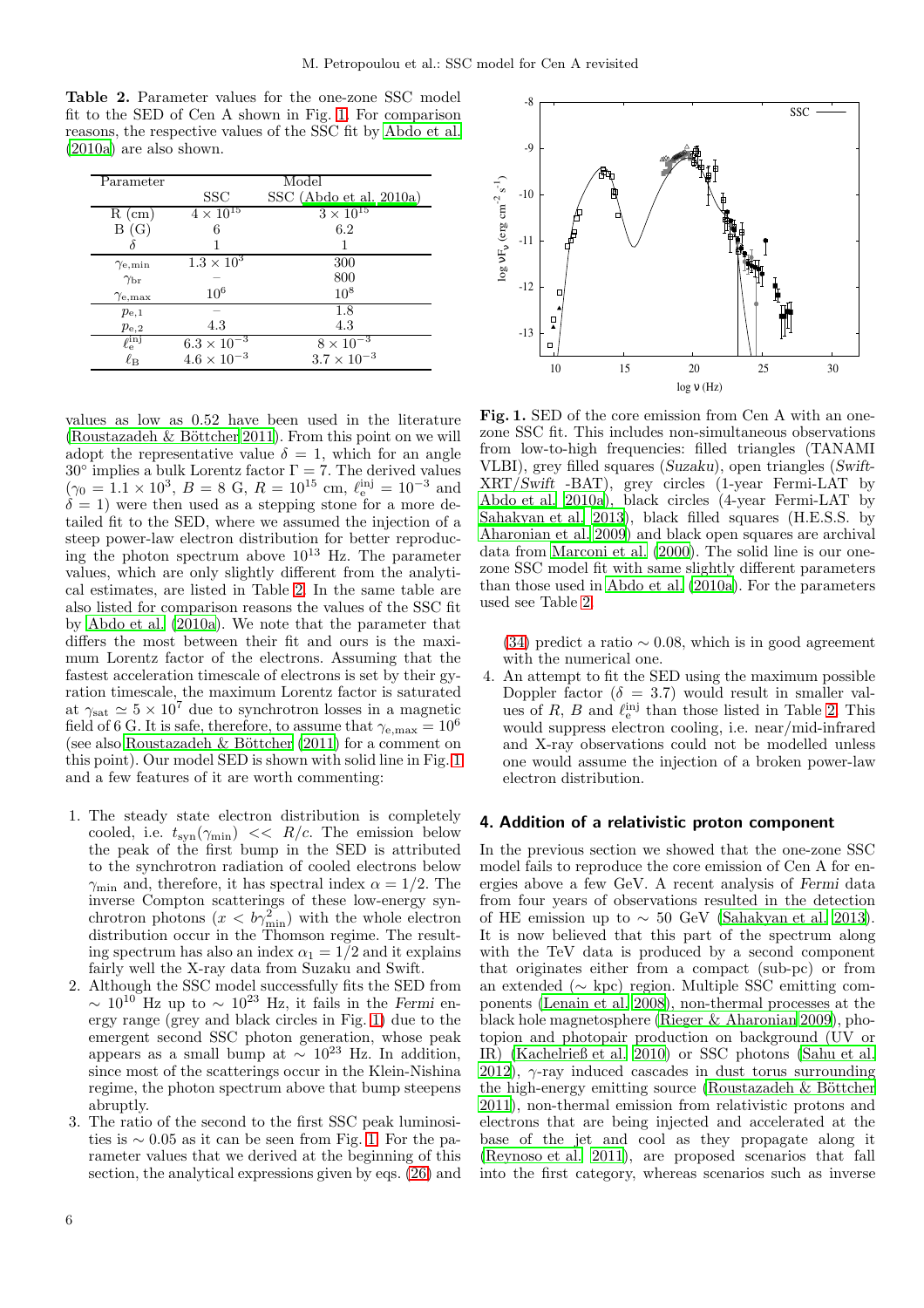**Table 2.** Parameter values for the one-zone SSC model fit to the SED of Cen A shown in Fig. 1. For comparison reasons, the respective values of the SSC fit by Abdo et al. (2010a) are also shown.

| Parameter | Model | |
|---|---|---|
| | SSC | SSC (Abdo et al. 2010a) |
| R (cm) | $4 \times 10^{15}$ | $3 \times 10^{15}$ |
| B (G) | 6 | 6.2 |
| $\delta$ | 1 | 1 |
| $\gamma_{\rm e,min}$ | $1.3 \times 10^3$ | 300 |
| $\gamma_{\rm br}$ | – | 800 |
| $\gamma_{\rm e,max}$ | $10^6$ | $10^8$ |
| $p_{\rm e,1}$ | – | 1.8 |
| $p_{\rm e,2}$ | 4.3 | 4.3 |
| $\ell_{\rm e}^{\rm inj}$ | $6.3 \times 10^{-3}$ | $8 \times 10^{-3}$ |
| $\ell_{\rm B}$ | $4.6 \times 10^{-3}$ | $3.7 \times 10^{-3}$ |

values as low as 0.52 have been used in the literature (Roustazadeh & Böttcher 2011). From this point on we will adopt the representative value $\delta = 1$, which for an angle $30^\circ$ implies a bulk Lorentz factor $\Gamma = 7$. The derived values ($\gamma_0 = 1.1 \times 10^3$, $B = 8$ G, $R = 10^{15}$ cm, $\ell_{\rm e}^{\rm inj} = 10^{-3}$ and $\delta = 1$) were then used as a stepping stone for a more detailed fit to the SED, where we assumed the injection of a steep power-law electron distribution for better reproducing the photon spectrum above $10^{13}$ Hz. The parameter values, which are only slightly different from the analytical estimates, are listed in Table 2. In the same table are also listed for comparison reasons the values of the SSC fit by Abdo et al. (2010a). We note that the parameter that differs the most between their fit and ours is the maximum Lorentz factor of the electrons. Assuming that the fastest acceleration timescale of electrons is set by their gyration timescale, the maximum Lorentz factor is saturated at $\gamma_{\rm sat} \simeq 5 \times 10^7$ due to synchrotron losses in a magnetic field of 6 G. It is safe, therefore, to assume that $\gamma_{\rm e,max} = 10^6$ (see also Roustazadeh & Böttcher (2011) for a comment on this point). Our model SED is shown with solid line in Fig. 1 and a few features of it are worth commenting:

1. The steady state electron distribution is completely cooled, i.e. $t_{\rm syn}(\gamma_{\rm min}) << R/c$. The emission below the peak of the first bump in the SED is attributed to the synchrotron radiation of cooled electrons below $\gamma_{\rm min}$ and, therefore, it has spectral index $\alpha = 1/2$. The inverse Compton scatterings of these low-energy synchrotron photons ($x < b\gamma_{\rm min}^2$) with the whole electron distribution occur in the Thomson regime. The resulting spectrum has also an index $\alpha_1 = 1/2$ and it explains fairly well the X-ray data from Suzaku and Swift.
2. Although the SSC model successfully fits the SED from $\sim 10^{10}$ Hz up to $\sim 10^{23}$ Hz, it fails in the *Fermi* energy range (grey and black circles in Fig. 1) due to the emergent second SSC photon generation, whose peak appears as a small bump at $\sim 10^{23}$ Hz. In addition, since most of the scatterings occur in the Klein-Nishina regime, the photon spectrum above that bump steepens abruptly.
3. The ratio of the second to the first SSC peak luminosities is $\sim 0.05$ as it can be seen from Fig. 1. For the parameter values that we derived at the beginning of this section, the analytical expressions given by eqs. (26) and (34) predict a ratio $\sim 0.08$, which is in good agreement with the numerical one.
4. An attempt to fit the SED using the maximum possible Doppler factor ($\delta = 3.7$) would result in smaller values of $R$, $B$ and $\ell_{\rm e}^{\rm inj}$ than those listed in Table 2. This would suppress electron cooling, i.e. near/mid-infrared and X-ray observations could not be modelled unless one would assume the injection of a broken power-law electron distribution.

**Fig. 1.** SED of the core emission from Cen A with an one-zone SSC fit. This includes non-simultaneous observations from low-to-high frequencies: filled triangles (TANAMI VLBI), grey filled squares (*Suzaku*), open triangles (*Swift*-XRT/*Swift* -BAT), grey circles (1-year Fermi-LAT by Abdo et al. 2010a), black circles (4-year Fermi-LAT by Sahakyan et al. 2013), black filled squares (H.E.S.S. by Aharonian et al. 2009) and black open squares are archival data from Marconi et al. (2000). The solid line is our one-zone SSC model fit with same slightly different parameters than those used in Abdo et al. (2010a). For the parameters used see Table 2.

## 4. Addition of a relativistic proton component

In the previous section we showed that the one-zone SSC model fails to reproduce the core emission of Cen A for energies above a few GeV. A recent analysis of *Fermi* data from four years of observations resulted in the detection of HE emission up to $\sim 50$ GeV (Sahakyan et al. 2013). It is now believed that this part of the spectrum along with the TeV data is produced by a second component that originates either from a compact (sub-pc) or from an extended ($\sim$ kpc) region. Multiple SSC emitting components (Lenain et al. 2008), non-thermal processes at the black hole magnetosphere (Rieger & Aharonian 2009), photopion and photopair production on background (UV or IR) (Kachelrieß et al. 2010) or SSC photons (Sahu et al. 2012), $\gamma$-ray induced cascades in dust torus surrounding the high-energy emitting source (Roustazadeh & Böttcher 2011), non-thermal emission from relativistic protons and electrons that are being injected and accelerated at the base of the jet and cool as they propagate along it (Reynoso et al. 2011), are proposed scenarios that fall into the first category, whereas scenarios such as inverse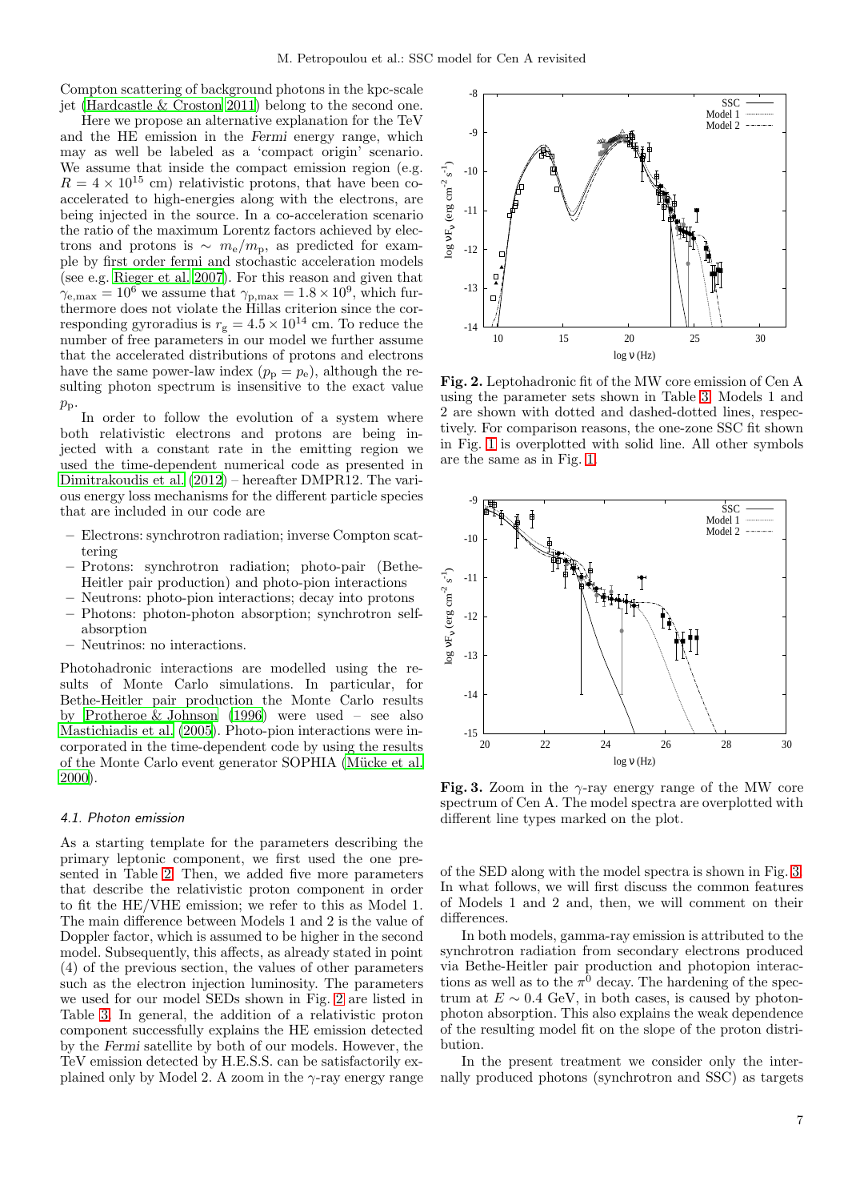Compton scattering of background photons in the kpc-scale jet (Hardcastle & Croston 2011) belong to the second one.

Here we propose an alternative explanation for the TeV and the HE emission in the *Fermi* energy range, which may as well be labeled as a 'compact origin' scenario. We assume that inside the compact emission region (e.g. $R = 4 \times 10^{15}$ cm) relativistic protons, that have been co-accelerated to high-energies along with the electrons, are being injected in the source. In a co-acceleration scenario the ratio of the maximum Lorentz factors achieved by electrons and protons is $\sim m_e/m_p$, as predicted for example by first order fermi and stochastic acceleration models (see e.g. Rieger et al. 2007). For this reason and given that $\gamma_{e,\max} = 10^6$ we assume that $\gamma_{p,\max} = 1.8 \times 10^9$, which furthermore does not violate the Hillas criterion since the corresponding gyroradius is $r_g = 4.5 \times 10^{14}$ cm. To reduce the number of free parameters in our model we further assume that the accelerated distributions of protons and electrons have the same power-law index ($p_p = p_e$), although the resulting photon spectrum is insensitive to the exact value $p_p$.

In order to follow the evolution of a system where both relativistic electrons and protons are being injected with a constant rate in the emitting region we used the time-dependent numerical code as presented in Dimitrakoudis et al. (2012) – hereafter DMPR12. The various energy loss mechanisms for the different particle species that are included in our code are

- Electrons: synchrotron radiation; inverse Compton scattering
- Protons: synchrotron radiation; photo-pair (Bethe-Heitler pair production) and photo-pion interactions
- Neutrons: photo-pion interactions; decay into protons
- Photons: photon-photon absorption; synchrotron self-absorption
- Neutrinos: no interactions.

Photohadronic interactions are modelled using the results of Monte Carlo simulations. In particular, for Bethe-Heitler pair production the Monte Carlo results by Protheroe & Johnson (1996) were used – see also Mastichiadis et al. (2005). Photo-pion interactions were incorporated in the time-dependent code by using the results of the Monte Carlo event generator SOPHIA (Mücke et al. 2000).

### 4.1. Photon emission

As a starting template for the parameters describing the primary leptonic component, we first used the one presented in Table 2. Then, we added five more parameters that describe the relativistic proton component in order to fit the HE/VHE emission; we refer to this as Model 1. The main difference between Models 1 and 2 is the value of Doppler factor, which is assumed to be higher in the second model. Subsequently, this affects, as already stated in point (4) of the previous section, the values of other parameters such as the electron injection luminosity. The parameters we used for our model SEDs shown in Fig. 2 are listed in Table 3. In general, the addition of a relativistic proton component successfully explains the HE emission detected by the *Fermi* satellite by both of our models. However, the TeV emission detected by H.E.S.S. can be satisfactorily explained only by Model 2. A zoom in the $\gamma$-ray energy range of the SED along with the model spectra is shown in Fig. 3. In what follows, we will first discuss the common features of Models 1 and 2 and, then, we will comment on their differences.

**Fig. 2.** Leptohadronic fit of the MW core emission of Cen A using the parameter sets shown in Table 3. Models 1 and 2 are shown with dotted and dashed-dotted lines, respectively. For comparison reasons, the one-zone SSC fit shown in Fig. 1 is overplotted with solid line. All other symbols are the same as in Fig. 1.

**Fig. 3.** Zoom in the $\gamma$-ray energy range of the MW core spectrum of Cen A. The model spectra are overplotted with different line types marked on the plot.

In both models, gamma-ray emission is attributed to the synchrotron radiation from secondary electrons produced via Bethe-Heitler pair production and photopion interactions as well as to the $\pi^0$ decay. The hardening of the spectrum at $E \sim 0.4$ GeV, in both cases, is caused by photon-photon absorption. This also explains the weak dependence of the resulting model fit on the slope of the proton distribution.

In the present treatment we consider only the internally produced photons (synchrotron and SSC) as targets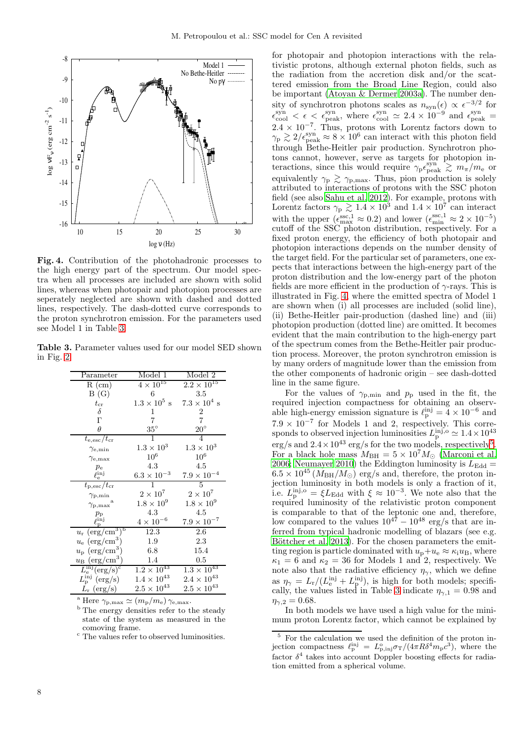**Fig. 4.** Contribution of the photohadronic processes to the high energy part of the spectrum. Our model spectra when all processes are included are shown with solid lines, whereas when photopair and photopion processes are seperately neglected are shown with dashed and dotted lines, respectively. The dash-dotted curve corresponds to the proton synchrotron emission. For the parameters used see Model 1 in Table 3.

**Table 3.** Parameter values used for our model SED shown in Fig. 2

| Parameter | Model 1 | Model 2 |
|---|---|---|
| R (cm) | $4 \times 10^{15}$ | $2.2 \times 10^{15}$ |
| B (G) | 6 | 3.5 |
| $t_{\rm cr}$ | $1.3 \times 10^5$ s | $7.3 \times 10^4$ s |
| $\delta$ | 1 | 2 |
| $\Gamma$ | 7 | 7 |
| $\theta$ | $35^\circ$ | $20^\circ$ |
| $t_{\rm e,esc}/t_{\rm cr}$ | 1 | 4 |
| $\gamma_{\rm e,min}$ | $1.3 \times 10^3$ | $1.3 \times 10^3$ |
| $\gamma_{\rm e,max}$ | $10^6$ | $10^6$ |
| $p_{\rm e}$ | 4.3 | 4.5 |
| $\ell_{\rm e}^{\rm inj}$ | $6.3 \times 10^{-3}$ | $7.9 \times 10^{-4}$ |
| $t_{\rm p,esc}/t_{\rm cr}$ | 1 | 5 |
| $\gamma_{\rm p,min}$ | $2 \times 10^7$ | $2 \times 10^7$ |
| $\gamma_{\rm p,max}$ [a] | $1.8 \times 10^9$ | $1.8 \times 10^9$ |
| $p_{\rm p}$ | 4.3 | 4.5 |
| $\ell_{\rm p}^{\rm inj}$ | $4 \times 10^{-6}$ | $7.9 \times 10^{-7}$ |
| $u_{\rm r}$ (erg/cm$^3$) [b] | 12.3 | 2.6 |
| $u_{\rm e}$ (erg/cm$^3$) | 1.9 | 2.3 |
| $u_{\rm p}$ (erg/cm$^3$) | 6.8 | 15.4 |
| $u_{\rm B}$ (erg/cm$^3$) | 1.4 | 0.5 |
| $L_{\rm e}^{\rm inj}$(erg/s) [c] | $1.2 \times 10^{43}$ | $1.3 \times 10^{43}$ |
| $L_{\rm p}^{\rm inj}$ (erg/s) | $1.4 \times 10^{43}$ | $2.4 \times 10^{43}$ |
| $L_{\rm r}$ (erg/s) | $2.5 \times 10^{43}$ | $2.5 \times 10^{43}$ |

[a] Here $\gamma_{\rm p,max} \simeq (m_{\rm p}/m_{\rm e})\, \gamma_{\rm e,max}$.

[b] The energy densities refer to the steady state of the system as measured in the comoving frame.

[c] The values refer to observed luminosities.

for photopair and photopion interactions with the relativistic protons, although external photon fields, such as the radiation from the accretion disk and/or the scattered emission from the Broad Line Region, could also be important (Atoyan & Dermer 2003a). The number density of synchrotron photons scales as $n_{\rm syn}(\epsilon) \propto \epsilon^{-3/2}$ for $\epsilon_{\rm cool}^{\rm syn} < \epsilon < \epsilon_{\rm peak}^{\rm syn}$, where $\epsilon_{\rm cool}^{\rm syn} \simeq 2.4 \times 10^{-9}$ and $\epsilon_{\rm peak}^{\rm syn} = 2.4 \times 10^{-7}$. Thus, protons with Lorentz factors down to $\gamma_{\rm p} \gtrsim 2/\epsilon_{\rm peak}^{\rm syn} \approx 8 \times 10^6$ can interact with this photon field through Bethe-Heitler pair production. Synchrotron photons cannot, however, serve as targets for photopion interactions, since this would require $\gamma_{\rm p}\epsilon_{\rm peak}^{\rm syn} \gtrsim m_\pi/m_{\rm e}$ or equivalently $\gamma_{\rm p} \gtrsim \gamma_{\rm p,max}$. Thus, pion production is solely attributed to interactions of protons with the SSC photon field (see also Sahu et al. 2012). For example, protons with Lorentz factors $\gamma_{\rm p} \gtrsim 1.4 \times 10^3$ and $1.4 \times 10^7$ can interact with the upper ($\epsilon_{\rm max}^{\rm ssc,1} \approx 0.2$) and lower ($\epsilon_{\rm min}^{\rm ssc,1} \approx 2 \times 10^{-5}$) cutoff of the SSC photon distribution, respectively. For a fixed proton energy, the efficiency of both photopair and photopion interactions depends on the number density of the target field. For the particular set of parameters, one expects that interactions between the high-energy part of the proton distribution and the low-energy part of the photon fields are more efficient in the production of $\gamma$-rays. This is illustrated in Fig. 4, where the emitted spectra of Model 1 are shown when (i) all processes are included (solid line), (ii) Bethe-Heitler pair-production (dashed line) and (iii) photopion production (dotted line) are omitted. It becomes evident that the main contribution to the high-energy part of the spectrum comes from the Bethe-Heitler pair production process. Moreover, the proton synchrotron emission is by many orders of magnitude lower than the emission from the other components of hadronic origin – see dash-dotted line in the same figure.

For the values of $\gamma_{\rm p,min}$ and $p_{\rm p}$ used in the fit, the required injection compactness for obtaining an observable high-energy emission signature is $\ell_{\rm p}^{\rm inj} = 4 \times 10^{-6}$ and $7.9 \times 10^{-7}$ for Models 1 and 2, respectively. This corresponds to observed injection luminosities $L_{\rm p}^{\rm inj,o} \simeq 1.4 \times 10^{43}$ erg/s and $2.4 \times 10^{43}$ erg/s for the two models, respectively[5]. For a black hole mass $M_{\rm BH} = 5 \times 10^7 M_\odot$ (Marconi et al. 2006; Neumayer 2010) the Eddington luminosity is $L_{\rm Edd} = 6.5 \times 10^{45}\,(M_{\rm BH}/M_\odot)$ erg/s and, therefore, the proton injection luminosity in both models is only a fraction of it, i.e. $L_{\rm p}^{\rm inj,o} = \xi L_{\rm Edd}$ with $\xi \approx 10^{-3}$. We note also that the required luminosity of the relativistic proton component is comparable to that of the leptonic one and, therefore, low compared to the values $10^{47} - 10^{48}$ erg/s that are inferred from typical hadronic modelling of blazars (see e.g. Böttcher et al. 2013). For the chosen parameters the emitting region is particle dominated with $u_{\rm p}+u_{\rm e} \approx \kappa_{\rm i} u_{\rm B}$, where $\kappa_1 = 6$ and $\kappa_2 = 36$ for Models 1 and 2, respectively. We note also that the radiative efficiency $\eta_\gamma$, which we define as $\eta_\gamma = L_{\rm r}/(L_{\rm e}^{\rm inj} + L_{\rm p}^{\rm inj})$, is high for both models; specifically, the values listed in Table 3 indicate $\eta_{\gamma,1} = 0.98$ and $\eta_{\gamma,2} = 0.68$.

In both models we have used a high value for the minimum proton Lorentz factor, which cannot be explained by

[5] For the calculation we used the definition of the proton injection compactness $\ell_{\rm p}^{\rm inj} = L_{\rm p,inj}^{\rm o}\sigma_{\rm T}/(4\pi R\delta^4 m_{\rm p}c^3)$, where the factor $\delta^4$ takes into account Doppler boosting effects for radiation emitted from a spherical volume.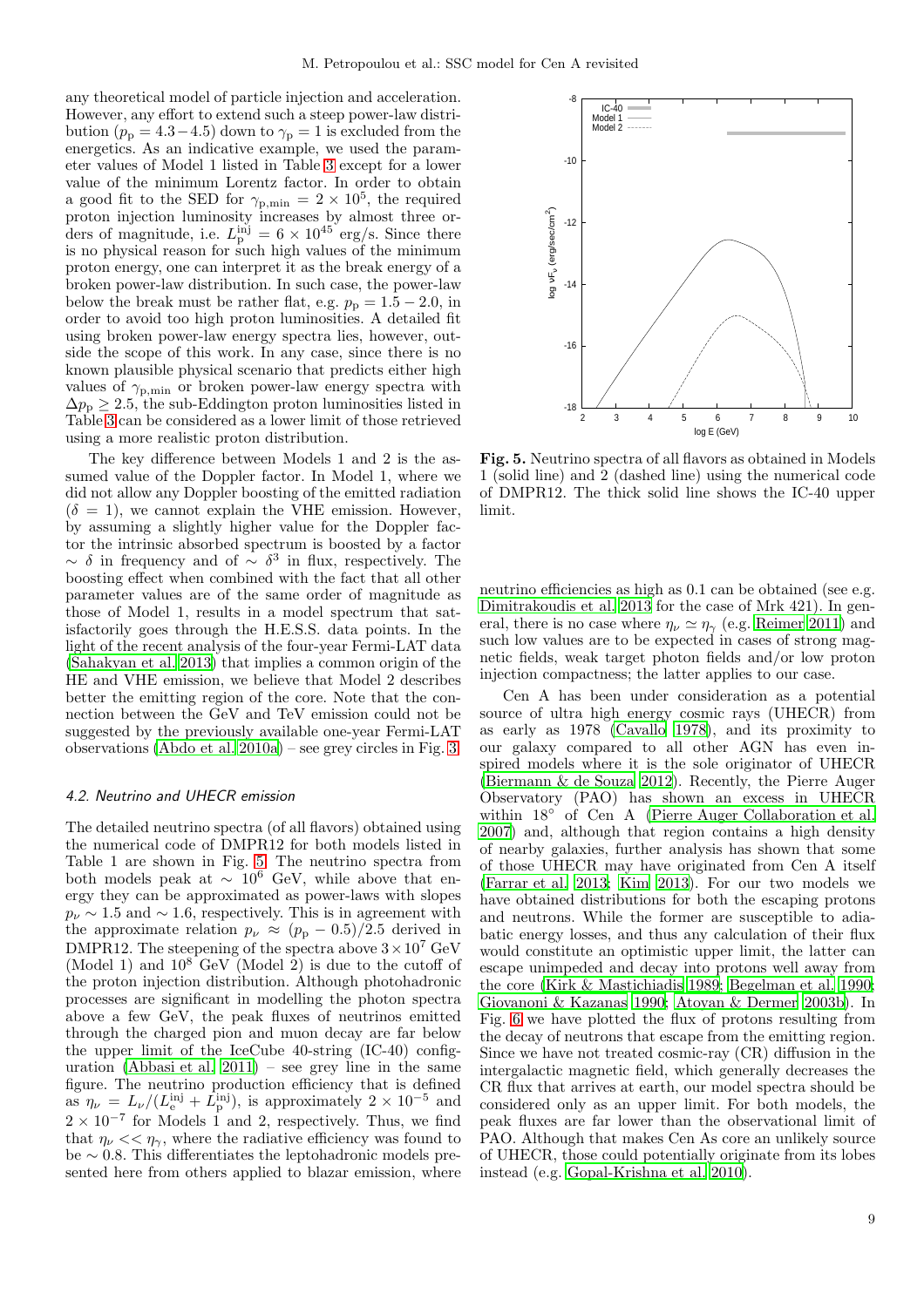any theoretical model of particle injection and acceleration. However, any effort to extend such a steep power-law distribution ($p_{\rm p} = 4.3-4.5$) down to $\gamma_{\rm p} = 1$ is excluded from the energetics. As an indicative example, we used the parameter values of Model 1 listed in Table 3 except for a lower value of the minimum Lorentz factor. In order to obtain a good fit to the SED for $\gamma_{\rm p,min} = 2\times10^5$, the required proton injection luminosity increases by almost three orders of magnitude, i.e. $L_{\rm p}^{\rm inj} = 6\times10^{45}$ erg/s. Since there is no physical reason for such high values of the minimum proton energy, one can interpret it as the break energy of a broken power-law distribution. In such case, the power-law below the break must be rather flat, e.g. $p_{\rm p} = 1.5-2.0$, in order to avoid too high proton luminosities. A detailed fit using broken power-law energy spectra lies, however, outside the scope of this work. In any case, since there is no known plausible physical scenario that predicts either high values of $\gamma_{\rm p,min}$ or broken power-law energy spectra with $\Delta p_{\rm p} \geq 2.5$, the sub-Eddington proton luminosities listed in Table 3 can be considered as a lower limit of those retrieved using a more realistic proton distribution.

The key difference between Models 1 and 2 is the assumed value of the Doppler factor. In Model 1, where we did not allow any Doppler boosting of the emitted radiation ($\delta = 1$), we cannot explain the VHE emission. However, by assuming a slightly higher value for the Doppler factor the intrinsic absorbed spectrum is boosted by a factor $\sim \delta$ in frequency and of $\sim \delta^3$ in flux, respectively. The boosting effect when combined with the fact that all other parameter values are of the same order of magnitude as those of Model 1, results in a model spectrum that satisfactorily goes through the H.E.S.S. data points. In the light of the recent analysis of the four-year Fermi-LAT data (Sahakyan et al. 2013) that implies a common origin of the HE and VHE emission, we believe that Model 2 describes better the emitting region of the core. Note that the connection between the GeV and TeV emission could not be suggested by the previously available one-year Fermi-LAT observations (Abdo et al. 2010a) – see grey circles in Fig. 3.

### 4.2. Neutrino and UHECR emission

The detailed neutrino spectra (of all flavors) obtained using the numerical code of DMPR12 for both models listed in Table 1 are shown in Fig. 5. The neutrino spectra from both models peak at $\sim 10^6$ GeV, while above that energy they can be approximated as power-laws with slopes $p_\nu \sim 1.5$ and $\sim 1.6$, respectively. This is in agreement with the approximate relation $p_\nu \approx (p_{\rm p}-0.5)/2.5$ derived in DMPR12. The steepening of the spectra above $3\times10^7$ GeV (Model 1) and $10^8$ GeV (Model 2) is due to the cutoff of the proton injection distribution. Although photohadronic processes are significant in modelling the photon spectra above a few GeV, the peak fluxes of neutrinos emitted through the charged pion and muon decay are far below the upper limit of the IceCube 40-string (IC-40) configuration (Abbasi et al. 2011) – see grey line in the same figure. The neutrino production efficiency that is defined as $\eta_\nu = L_\nu/(L_{\rm e}^{\rm inj}+L_{\rm p}^{\rm inj})$, is approximately $2\times10^{-5}$ and $2\times10^{-7}$ for Models 1 and 2, respectively. Thus, we find that $\eta_\nu << \eta_\gamma$, where the radiative efficiency was found to be $\sim 0.8$. This differentiates the leptohadronic models presented here from others applied to blazar emission, where neutrino efficiencies as high as 0.1 can be obtained (see e.g. Dimitrakoudis et al. 2013 for the case of Mrk 421). In general, there is no case where $\eta_\nu \simeq \eta_\gamma$ (e.g. Reimer 2011) and such low values are to be expected in cases of strong magnetic fields, weak target photon fields and/or low proton injection compactness; the latter applies to our case.

**Fig. 5.** Neutrino spectra of all flavors as obtained in Models 1 (solid line) and 2 (dashed line) using the numerical code of DMPR12. The thick solid line shows the IC-40 upper limit.

Cen A has been under consideration as a potential source of ultra high energy cosmic rays (UHECR) from as early as 1978 (Cavallo 1978), and its proximity to our galaxy compared to all other AGN has even inspired models where it is the sole originator of UHECR (Biermann & de Souza 2012). Recently, the Pierre Auger Observatory (PAO) has shown an excess in UHECR within 18° of Cen A (Pierre Auger Collaboration et al. 2007) and, although that region contains a high density of nearby galaxies, further analysis has shown that some of those UHECR may have originated from Cen A itself (Farrar et al. 2013; Kim 2013). For our two models we have obtained distributions for both the escaping protons and neutrons. While the former are susceptible to adiabatic energy losses, and thus any calculation of their flux would constitute an optimistic upper limit, the latter can escape unimpeded and decay into protons well away from the core (Kirk & Mastichiadis 1989; Begelman et al. 1990; Giovanoni & Kazanas 1990; Atoyan & Dermer 2003b). In Fig. 6 we have plotted the flux of protons resulting from the decay of neutrons that escape from the emitting region. Since we have not treated cosmic-ray (CR) diffusion in the intergalactic magnetic field, which generally decreases the CR flux that arrives at earth, our model spectra should be considered only as an upper limit. For both models, the peak fluxes are far lower than the observational limit of PAO. Although that makes Cen As core an unlikely source of UHECR, those could potentially originate from its lobes instead (e.g. Gopal-Krishna et al. 2010).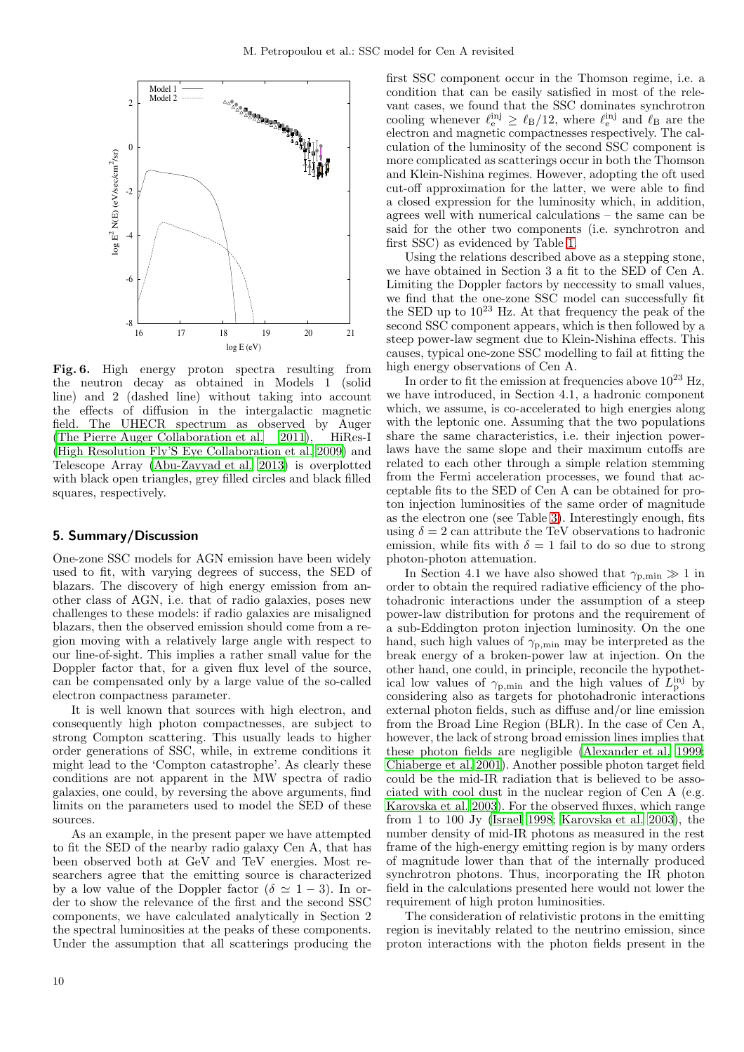**Fig. 6.** High energy proton spectra resulting from the neutron decay as obtained in Models 1 (solid line) and 2 (dashed line) without taking into account the effects of diffusion in the intergalactic magnetic field. The UHECR spectrum as observed by Auger (The Pierre Auger Collaboration et al. 2011), HiRes-I (High Resolution Fly'S Eye Collaboration et al. 2009) and Telescope Array (Abu-Zayyad et al. 2013) is overplotted with black open triangles, grey filled circles and black filled squares, respectively.

## 5. Summary/Discussion

One-zone SSC models for AGN emission have been widely used to fit, with varying degrees of success, the SED of blazars. The discovery of high energy emission from another class of AGN, i.e. that of radio galaxies, poses new challenges to these models: if radio galaxies are misaligned blazars, then the observed emission should come from a region moving with a relatively large angle with respect to our line-of-sight. This implies a rather small value for the Doppler factor that, for a given flux level of the source, can be compensated only by a large value of the so-called electron compactness parameter.

It is well known that sources with high electron, and consequently high photon compactnesses, are subject to strong Compton scattering. This usually leads to higher order generations of SSC, while, in extreme conditions it might lead to the 'Compton catastrophe'. As clearly these conditions are not apparent in the MW spectra of radio galaxies, one could, by reversing the above arguments, find limits on the parameters used to model the SED of these sources.

As an example, in the present paper we have attempted to fit the SED of the nearby radio galaxy Cen A, that has been observed both at GeV and TeV energies. Most researchers agree that the emitting source is characterized by a low value of the Doppler factor ($\delta \simeq 1-3$). In order to show the relevance of the first and the second SSC components, we have calculated analytically in Section 2 the spectral luminosities at the peaks of these components. Under the assumption that all scatterings producing the first SSC component occur in the Thomson regime, i.e. a condition that can be easily satisfied in most of the relevant cases, we found that the SSC dominates synchrotron cooling whenever $\ell_{\rm e}^{\rm inj} \geq \ell_{\rm B}/12$, where $\ell_{\rm e}^{\rm inj}$ and $\ell_{\rm B}$ are the electron and magnetic compactnesses respectively. The calculation of the luminosity of the second SSC component is more complicated as scatterings occur in both the Thomson and Klein-Nishina regimes. However, adopting the oft used cut-off approximation for the latter, we were able to find a closed expression for the luminosity which, in addition, agrees well with numerical calculations – the same can be said for the other two components (i.e. synchrotron and first SSC) as evidenced by Table 1.

Using the relations described above as a stepping stone, we have obtained in Section 3 a fit to the SED of Cen A. Limiting the Doppler factors by neccessity to small values, we find that the one-zone SSC model can successfully fit the SED up to $10^{23}$ Hz. At that frequency the peak of the second SSC component appears, which is then followed by a steep power-law segment due to Klein-Nishina effects. This causes, typical one-zone SSC modelling to fail at fitting the high energy observations of Cen A.

In order to fit the emission at frequencies above $10^{23}$ Hz, we have introduced, in Section 4.1, a hadronic component which, we assume, is co-accelerated to high energies along with the leptonic one. Assuming that the two populations share the same characteristics, i.e. their injection power-laws have the same slope and their maximum cutoffs are related to each other through a simple relation stemming from the Fermi acceleration processes, we found that acceptable fits to the SED of Cen A can be obtained for proton injection luminosities of the same order of magnitude as the electron one (see Table 3). Interestingly enough, fits using $\delta = 2$ can attribute the TeV observations to hadronic emission, while fits with $\delta = 1$ fail to do so due to strong photon-photon attenuation.

In Section 4.1 we have also showed that $\gamma_{\rm p,min} \gg 1$ in order to obtain the required radiative efficiency of the photohadronic interactions under the assumption of a steep power-law distribution for protons and the requirement of a sub-Eddington proton injection luminosity. On the one hand, such high values of $\gamma_{\rm p,min}$ may be interpreted as the break energy of a broken-power law at injection. On the other hand, one could, in principle, reconcile the hypothetical low values of $\gamma_{\rm p,min}$ and the high values of $L_{\rm p}^{\rm inj}$ by considering also as targets for photohadronic interactions external photon fields, such as diffuse and/or line emission from the Broad Line Region (BLR). In the case of Cen A, however, the lack of strong broad emission lines implies that these photon fields are negligible (Alexander et al. 1999; Chiaberge et al. 2001). Another possible photon target field could be the mid-IR radiation that is believed to be associated with cool dust in the nuclear region of Cen A (e.g. Karovska et al. 2003). For the observed fluxes, which range from 1 to 100 Jy (Israel 1998; Karovska et al. 2003), the number density of mid-IR photons as measured in the rest frame of the high-energy emitting region is by many orders of magnitude lower than that of the internally produced synchrotron photons. Thus, incorporating the IR photon field in the calculations presented here would not lower the requirement of high proton luminosities.

The consideration of relativistic protons in the emitting region is inevitably related to the neutrino emission, since proton interactions with the photon fields present in the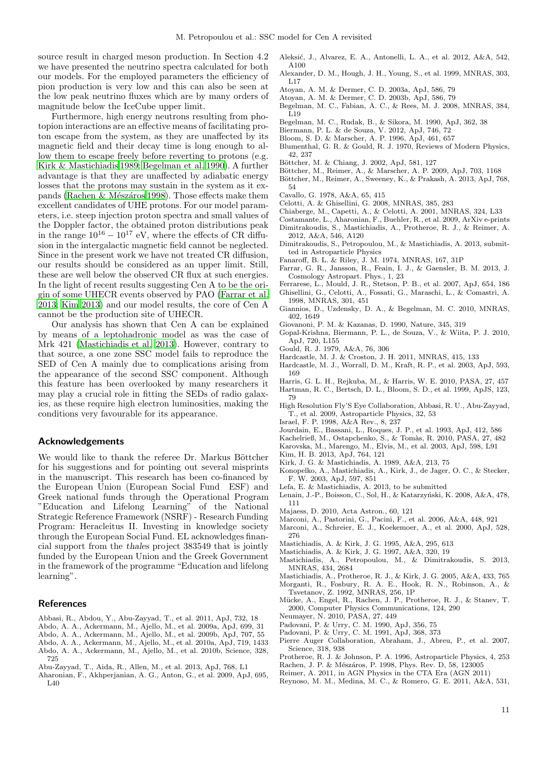source result in charged meson production. In Section 4.2 we have presented the neutrino spectra calculated for both our models. For the employed parameters the efficiency of pion production is very low and this can also be seen at the low peak neutrino fluxes which are by many orders of magnitude below the IceCube upper limit.

Furthermore, high energy neutrons resulting from photopion interactions are an effective means of facilitating proton escape from the system, as they are unaffected by its magnetic field and their decay time is long enough to allow them to escape freely before reverting to protons (e.g. Kirk & Mastichiadis 1989; Begelman et al. 1990). A further advantage is that they are unaffected by adiabatic energy losses that the protons may sustain in the system as it expands (Rachen & Mészáros 1998). Those effects make them excellent candidates of UHE protons. For our model parameters, i.e. steep injection proton spectra and small values of the Doppler factor, the obtained proton distributions peak in the range $10^{16} - 10^{17}$ eV, where the effects of CR diffusion in the intergalactic magnetic field cannot be neglected. Since in the present work we have not treated CR diffusion, our results should be considered as an upper limit. Still, these are well below the observed CR flux at such energies. In the light of recent results suggesting Cen A to be the origin of some UHECR events observed by PAO (Farrar et al. 2013; Kim 2013) and our model results, the core of Cen A cannot be the production site of UHECR.

Our analysis has shown that Cen A can be explained by means of a leptohadronic model as was the case of Mrk 421 (Mastichiadis et al. 2013). However, contrary to that source, a one zone SSC model fails to reproduce the SED of Cen A mainly due to complications arising from the appearance of the second SSC component. Although this feature has been overlooked by many researchers it may play a crucial role in fitting the SEDs of radio galaxies, as these require high electron luminosities, making the conditions very favourable for its appearance.

## Acknowledgements

We would like to thank the referee Dr. Markus Böttcher for his suggestions and for pointing out several misprints in the manuscript. This research has been co-financed by the European Union (European Social Fund ESF) and Greek national funds through the Operational Program "Education and Lifelong Learning" of the National Strategic Reference Framework (NSRF) - Research Funding Program: Heracleitus II. Investing in knowledge society through the European Social Fund. EL acknowledges financial support from the *thales* project 383549 that is jointly funded by the European Union and the Greek Government in the framework of the programme "Education and lifelong learning".

## References

Abbasi, R., Abdou, Y., Abu-Zayyad, T., et al. 2011, ApJ, 732, 18
Abdo, A. A., Ackermann, M., Ajello, M., et al. 2009a, ApJ, 699, 31
Abdo, A. A., Ackermann, M., Ajello, M., et al. 2009b, ApJ, 707, 55
Abdo, A. A., Ackermann, M., Ajello, M., et al. 2010a, ApJ, 719, 1433
Abdo, A. A., Ackermann, M., Ajello, M., et al. 2010b, Science, 328, 725
Abu-Zayyad, T., Aida, R., Allen, M., et al. 2013, ApJ, 768, L1
Aharonian, F., Akhperjanian, A. G., Anton, G., et al. 2009, ApJ, 695, L40
Aleksić, J., Alvarez, E. A., Antonelli, L. A., et al. 2012, A&A, 542, A100
Alexander, D. M., Hough, J. H., Young, S., et al. 1999, MNRAS, 303, L17
Atoyan, A. M. & Dermer, C. D. 2003a, ApJ, 586, 79
Atoyan, A. M. & Dermer, C. D. 2003b, ApJ, 586, 79
Begelman, M. C., Fabian, A. C., & Rees, M. J. 2008, MNRAS, 384, L19
Begelman, M. C., Rudak, B., & Sikora, M. 1990, ApJ, 362, 38
Biermann, P. L. & de Souza, V. 2012, ApJ, 746, 72
Bloom, S. D. & Marscher, A. P. 1996, ApJ, 461, 657
Blumenthal, G. R. & Gould, R. J. 1970, Reviews of Modern Physics, 42, 237
Böttcher, M. & Chiang, J. 2002, ApJ, 581, 127
Böttcher, M., Reimer, A., & Marscher, A. P. 2009, ApJ, 703, 1168
Böttcher, M., Reimer, A., Sweeney, K., & Prakash, A. 2013, ApJ, 768, 54
Cavallo, G. 1978, A&A, 65, 415
Celotti, A. & Ghisellini, G. 2008, MNRAS, 385, 283
Chiaberge, M., Capetti, A., & Celotti, A. 2001, MNRAS, 324, L33
Costamante, L., Aharonian, F., Buehler, R., et al. 2009, ArXiv e-prints
Dimitrakoudis, S., Mastichiadis, A., Protheroe, R. J., & Reimer, A. 2012, A&A, 546, A120
Dimitrakoudis, S., Petropoulou, M., & Mastichiadis, A. 2013, submitted in Astroparticle Physics
Fanaroff, B. L. & Riley, J. M. 1974, MNRAS, 167, 31P
Farrar, G. R., Jansson, R., Feain, I. J., & Gaensler, B. M. 2013, J. Cosmology Astropart. Phys., 1, 23
Ferrarese, L., Mould, J. R., Stetson, P. B., et al. 2007, ApJ, 654, 186
Ghisellini, G., Celotti, A., Fossati, G., Maraschi, L., & Comastri, A. 1998, MNRAS, 301, 451
Giannios, D., Uzdensky, D. A., & Begelman, M. C. 2010, MNRAS, 402, 1649
Giovanoni, P. M. & Kazanas, D. 1990, Nature, 345, 319
Gopal-Krishna, Biermann, P. L., de Souza, V., & Wiita, P. J. 2010, ApJ, 720, L155
Gould, R. J. 1979, A&A, 76, 306
Hardcastle, M. J. & Croston, J. H. 2011, MNRAS, 415, 133
Hardcastle, M. J., Worrall, D. M., Kraft, R. P., et al. 2003, ApJ, 593, 169
Harris, G. L. H., Rejkuba, M., & Harris, W. E. 2010, PASA, 27, 457
Hartman, R. C., Bertsch, D. L., Bloom, S. D., et al. 1999, ApJS, 123, 79
High Resolution Fly'S Eye Collaboration, Abbasi, R. U., Abu-Zayyad, T., et al. 2009, Astroparticle Physics, 32, 53
Israel, F. P. 1998, A&A Rev., 8, 237
Jourdain, E., Bassani, L., Roques, J. P., et al. 1993, ApJ, 412, 586
Kachelrieß, M., Ostapchenko, S., & Tomàs, R. 2010, PASA, 27, 482
Karovska, M., Marengo, M., Elvis, M., et al. 2003, ApJ, 598, L91
Kim, H. B. 2013, ApJ, 764, 121
Kirk, J. G. & Mastichiadis, A. 1989, A&A, 213, 75
Konopelko, A., Mastichiadis, A., Kirk, J., de Jager, O. C., & Stecker, F. W. 2003, ApJ, 597, 851
Lefa, E. & Mastichiadis, A. 2013, to be submitted
Lenain, J.-P., Boisson, C., Sol, H., & Katarzyński, K. 2008, A&A, 478, 111
Majaess, D. 2010, Acta Astron., 60, 121
Marconi, A., Pastorini, G., Pacini, F., et al. 2006, A&A, 448, 921
Marconi, A., Schreier, E. J., Koekemoer, A., et al. 2000, ApJ, 528, 276
Mastichiadis, A. & Kirk, J. G. 1995, A&A, 295, 613
Mastichiadis, A. & Kirk, J. G. 1997, A&A, 320, 19
Mastichiadis, A., Petropoulou, M., & Dimitrakoudis, S. 2013, MNRAS, 434, 2684
Mastichiadis, A., Protheroe, R. J., & Kirk, J. G. 2005, A&A, 433, 765
Morganti, R., Fosbury, R. A. E., Hook, R. N., Robinson, A., & Tsvetanov, Z. 1992, MNRAS, 256, 1P
Mücke, A., Engel, R., Rachen, J. P., Protheroe, R. J., & Stanev, T. 2000, Computer Physics Communications, 124, 290
Neumayer, N. 2010, PASA, 27, 449
Padovani, P. & Urry, C. M. 1990, ApJ, 356, 75
Padovani, P. & Urry, C. M. 1991, ApJ, 368, 373
Pierre Auger Collaboration, Abraham, J., Abreu, P., et al. 2007, Science, 318, 938
Protheroe, R. J. & Johnson, P. A. 1996, Astroparticle Physics, 4, 253
Rachen, J. P. & Mészáros, P. 1998, Phys. Rev. D, 58, 123005
Reimer, A. 2011, in AGN Physics in the CTA Era (AGN 2011)
Reynoso, M. M., Medina, M. C., & Romero, G. E. 2011, A&A, 531,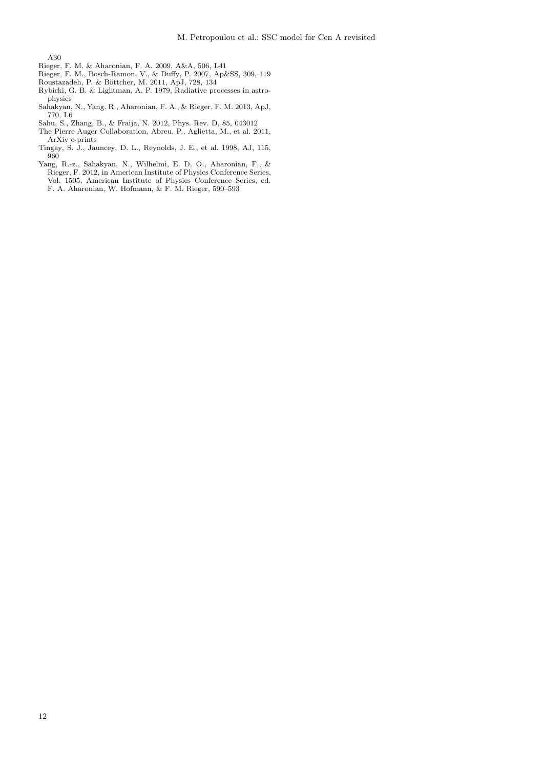A30

Rieger, F. M. & Aharonian, F. A. 2009, A&A, 506, L41

Rieger, F. M., Bosch-Ramon, V., & Duffy, P. 2007, Ap&SS, 309, 119

Roustazadeh, P. & Böttcher, M. 2011, ApJ, 728, 134

Rybicki, G. B. & Lightman, A. P. 1979, Radiative processes in astrophysics

Sahakyan, N., Yang, R., Aharonian, F. A., & Rieger, F. M. 2013, ApJ, 770, L6

Sahu, S., Zhang, B., & Fraija, N. 2012, Phys. Rev. D, 85, 043012

The Pierre Auger Collaboration, Abreu, P., Aglietta, M., et al. 2011, ArXiv e-prints

Tingay, S. J., Jauncey, D. L., Reynolds, J. E., et al. 1998, AJ, 115, 960

Yang, R.-z., Sahakyan, N., Wilhelmi, E. D. O., Aharonian, F., & Rieger, F. 2012, in American Institute of Physics Conference Series, Vol. 1505, American Institute of Physics Conference Series, ed. F. A. Aharonian, W. Hofmann, & F. M. Rieger, 590–593